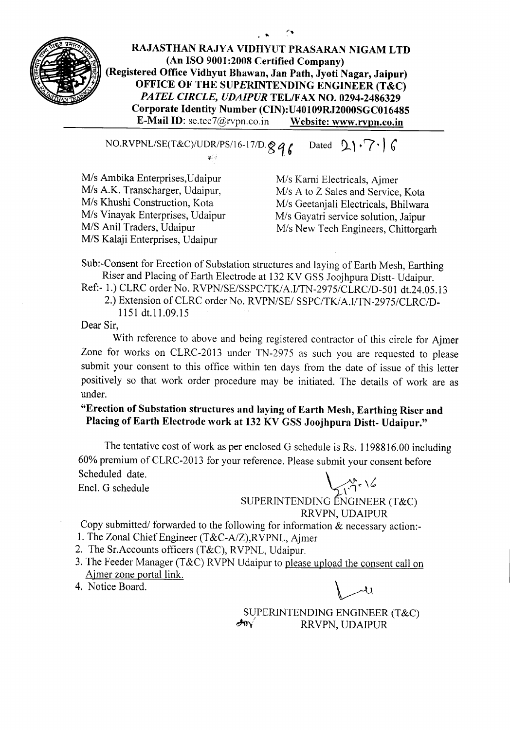# RAJASTHAN RAJYA VIDHYUT PRASARAN NIGAM LTD

**(An ISO 9001:2008 Certified Company)**
**(Registered Office Vidhyut Bhawan, Jan Path, Jyoti Nagar, Jaipur)**
**OFFICE OF THE SUPERINTENDING ENGINEER (T&C)**
***PATEL CIRCLE, UDAIPUR* TEL/FAX NO. 0294-2486329**
**Corporate Identity Number (CIN):U40109RJ2000SGC016485**
**E-Mail ID:** se.tcc7@rvpn.co.in **Website: www.rvpn.co.in**

NO.RVPNL/SE(T&C)/UDR/PS/16-17/D.896 Dated 21.7.16

M/s Ambika Enterprises,Udaipur
M/s A.K. Transcharger, Udaipur,
M/s Khushi Construction, Kota
M/s Vinayak Enterprises, Udaipur
M/S Anil Traders, Udaipur
M/S Kalaji Enterprises, Udaipur
M/s Karni Electricals, Ajmer
M/s A to Z Sales and Service, Kota
M/s Geetanjali Electricals, Bhilwara
M/s Gayatri service solution, Jaipur
M/s New Tech Engineers, Chittorgarh

Sub:-Consent for Erection of Substation structures and laying of Earth Mesh, Earthing Riser and Placing of Earth Electrode at 132 KV GSS Joojhpura Distt- Udaipur.

Ref:- 1.) CLRC order No. RVPN/SE/SSPC/TK/A.I/TN-2975/CLRC/D-501 dt.24.05.13
2.) Extension of CLRC order No. RVPN/SE/ SSPC/TK/A.I/TN-2975/CLRC/D-1151 dt.11.09.15

Dear Sir,

With reference to above and being registered contractor of this circle for Ajmer Zone for works on CLRC-2013 under TN-2975 as such you are requested to please submit your consent to this office within ten days from the date of issue of this letter positively so that work order procedure may be initiated. The details of work are as under.

**"Erection of Substation structures and laying of Earth Mesh, Earthing Riser and Placing of Earth Electrode work at 132 KV GSS Joojhpura Distt- Udaipur."**

The tentative cost of work as per enclosed G schedule is Rs. 1198816.00 including 60% premium of CLRC-2013 for your reference. Please submit your consent before Scheduled date.

Encl. G schedule

SUPERINTENDING ENGINEER (T&C)
RRVPN, UDAIPUR

Copy submitted/ forwarded to the following for information & necessary action:-

1. The Zonal Chief Engineer (T&C-A/Z),RVPNL, Ajmer
2. The Sr.Accounts officers (T&C), RVPNL, Udaipur.
3. The Feeder Manager (T&C) RVPN Udaipur to please upload the consent call on Ajmer zone portal link.
4. Notice Board.

SUPERINTENDING ENGINEER (T&C)
RRVPN, UDAIPUR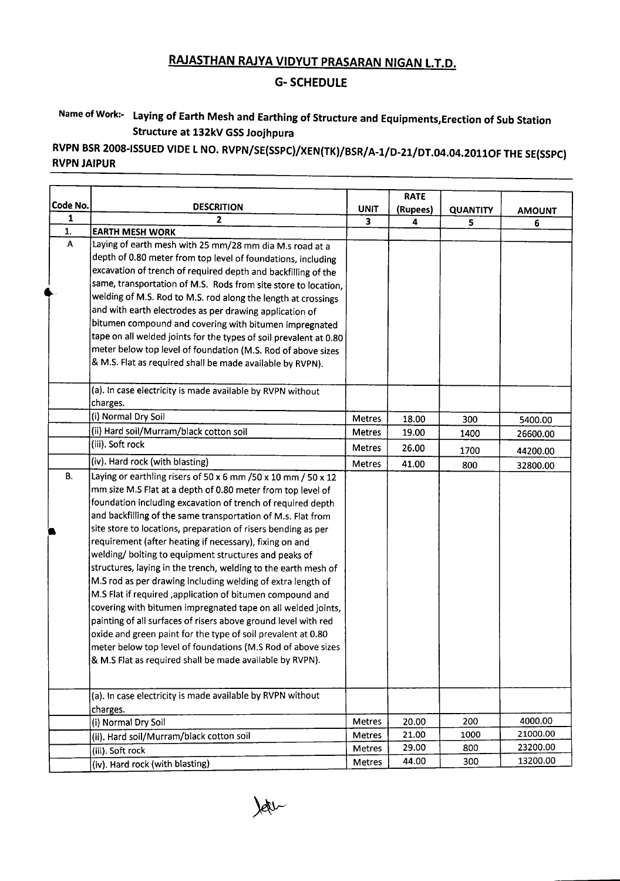# RAJASTHAN RAJYA VIDYUT PRASARAN NIGAN L.T.D.

## G- SCHEDULE

**Name of Work:- Laying of Earth Mesh and Earthing of Structure and Equipments,Erection of Sub Station Structure at 132kV GSS Joojhpura**

**RVPN BSR 2008-ISSUED VIDE L NO. RVPN/SE(SSPC)/XEN(TK)/BSR/A-1/D-21/DT.04.04.2011OF THE SE(SSPC) RVPN JAIPUR**

| Code No. | DESCRITION | UNIT | RATE (Rupees) | QUANTITY | AMOUNT |
|---|---|---|---|---|---|
| 1 | 2 | 3 | 4 | 5 | 6 |
| 1. | **EARTH MESH WORK** | | | | |
| A | Laying of earth mesh with 25 mm/28 mm dia M.s road at a depth of 0.80 meter from top level of foundations, including excavation of trench of required depth and backfilling of the same, transportation of M.S. Rods from site store to location, welding of M.S. Rod to M.S. rod along the length at crossings and with earth electrodes as per drawing application of bitumen compound and covering with bitumen impregnated tape on all welded joints for the types of soil prevalent at 0.80 meter below top level of foundation (M.S. Rod of above sizes & M.S. Flat as required shall be made available by RVPN). | | | | |
| | (a). In case electricity is made available by RVPN without charges. | | | | |
| | (i) Normal Dry Soil | Metres | 18.00 | 300 | 5400.00 |
| | (ii) Hard soil/Murram/black cotton soil | Metres | 19.00 | 1400 | 26600.00 |
| | (iii). Soft rock | Metres | 26.00 | 1700 | 44200.00 |
| | (iv). Hard rock (with blasting) | Metres | 41.00 | 800 | 32800.00 |
| B. | Laying or earthling risers of 50 x 6 mm /50 x 10 mm / 50 x 12 mm size M.S Flat at a depth of 0.80 meter from top level of foundation including excavation of trench of required depth and backfilling of the same transportation of M.s. Flat from site store to locations, preparation of risers bending as per requirement (after heating if necessary), fixing on and welding/ bolting to equipment structures and peaks of structures, laying in the trench, welding to the earth mesh of M.S rod as per drawing including welding of extra length of M.S Flat if required ,application of bitumen compound and covering with bitumen impregnated tape on all welded joints, painting of all surfaces of risers above ground level with red oxide and green paint for the type of soil prevalent at 0.80 meter below top level of foundations (M.S Rod of above sizes & M.S Flat as required shall be made available by RVPN). | | | | |
| | (a). In case electricity is made available by RVPN without charges. | | | | |
| | (i) Normal Dry Soil | Metres | 20.00 | 200 | 4000.00 |
| | (ii). Hard soil/Murram/black cotton soil | Metres | 21.00 | 1000 | 21000.00 |
| | (iii). Soft rock | Metres | 29.00 | 800 | 23200.00 |
| | (iv). Hard rock (with blasting) | Metres | 44.00 | 300 | 13200.00 |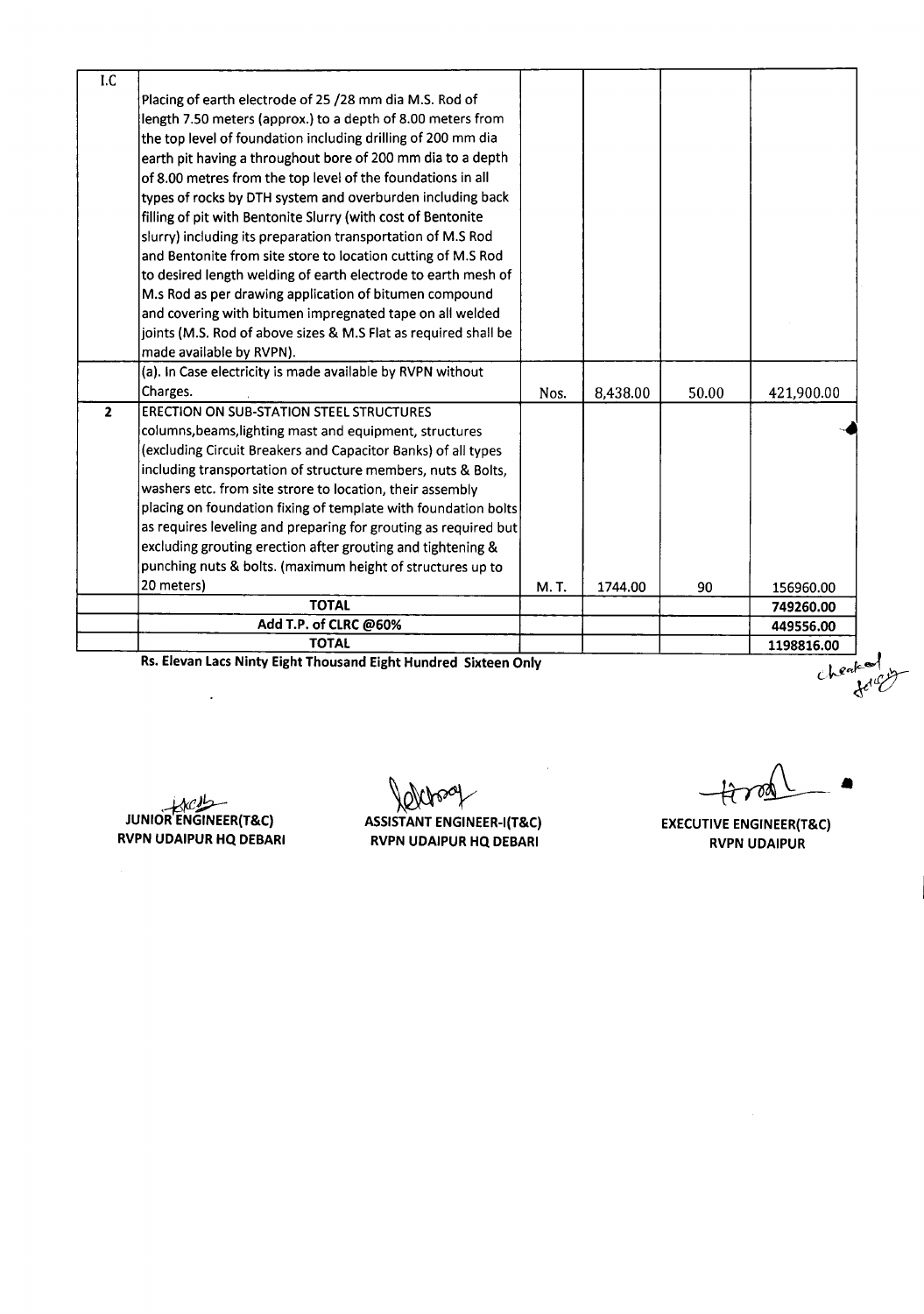| | | | | | |
|---|---|---|---|---|---|
| I.C | Placing of earth electrode of 25 /28 mm dia M.S. Rod of length 7.50 meters (approx.) to a depth of 8.00 meters from the top level of foundation including drilling of 200 mm dia earth pit having a throughout bore of 200 mm dia to a depth of 8.00 metres from the top level of the foundations in all types of rocks by DTH system and overburden including back filling of pit with Bentonite Slurry (with cost of Bentonite slurry) including its preparation transportation of M.S Rod and Bentonite from site store to location cutting of M.S Rod to desired length welding of earth electrode to earth mesh of M.s Rod as per drawing application of bitumen compound and covering with bitumen impregnated tape on all welded joints (M.S. Rod of above sizes & M.S Flat as required shall be made available by RVPN). | | | | |
| | (a). In Case electricity is made available by RVPN without Charges. | Nos. | 8,438.00 | 50.00 | 421,900.00 |
| 2 | ERECTION ON SUB-STATION STEEL STRUCTURES columns,beams,lighting mast and equipment, structures (excluding Circuit Breakers and Capacitor Banks) of all types including transportation of structure members, nuts & Bolts, washers etc. from site strore to location, their assembly placing on foundation fixing of template with foundation bolts as requires leveling and preparing for grouting as required but excluding grouting erection after grouting and tightening & punching nuts & bolts. (maximum height of structures up to 20 meters) | M. T. | 1744.00 | 90 | 156960.00 |
| | TOTAL | | | | 749260.00 |
| | Add T.P. of CLRC @60% | | | | 449556.00 |
| | TOTAL | | | | 1198816.00 |

**Rs. Elevan Lacs Ninty Eight Thousand Eight Hundred Sixteen Only**

checked

**JUNIOR ENGINEER(T&C)**
**RVPN UDAIPUR HQ DEBARI**

**ASSISTANT ENGINEER-I(T&C)**
**RVPN UDAIPUR HQ DEBARI**

**EXECUTIVE ENGINEER(T&C)**
**RVPN UDAIPUR**